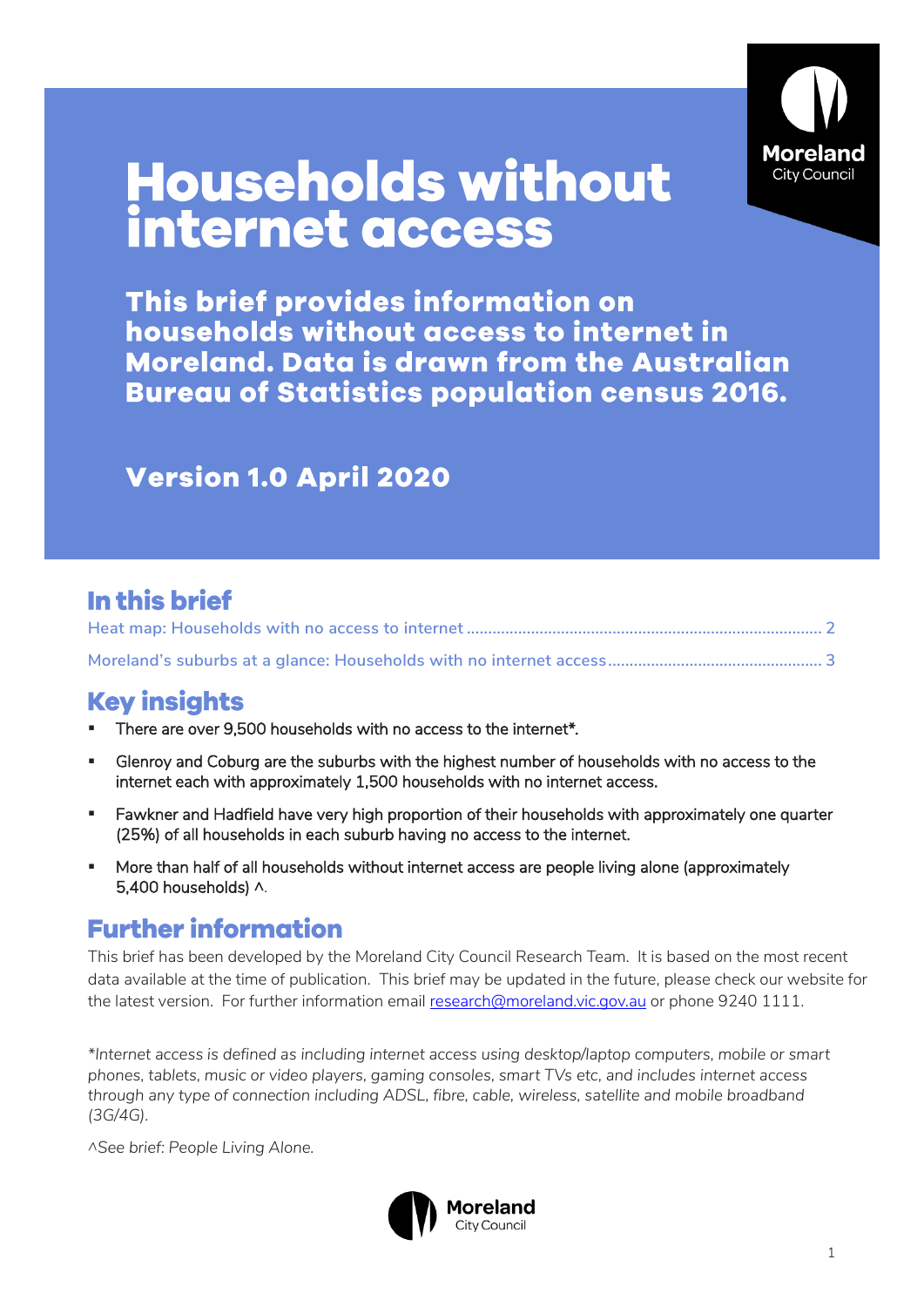# Households without internet access

**This brief provides information on households without access to internet in Moreland. Data is drawn from the Australian Bureau of Statistics population census 2016.**

**Version 1.0 April 2020**

## In this brief

Heat map: Households with no access to internet ........ 2

Moreland's suburbs at a glance: Households with no internet access ........ 3

## Key insights

- There are over 9,500 households with no access to the internet*.
- Glenroy and Coburg are the suburbs with the highest number of households with no access to the internet each with approximately 1,500 households with no internet access.
- Fawkner and Hadfield have very high proportion of their households with approximately one quarter (25%) of all households in each suburb having no access to the internet.
- More than half of all households without internet access are people living alone (approximately 5,400 households) ^.

## Further information

This brief has been developed by the Moreland City Council Research Team. It is based on the most recent data available at the time of publication. This brief may be updated in the future, please check our website for the latest version. For further information email research@moreland.vic.gov.au or phone 9240 1111.

*\*Internet access is defined as including internet access using desktop/laptop computers, mobile or smart phones, tablets, music or video players, gaming consoles, smart TVs etc, and includes internet access through any type of connection including ADSL, fibre, cable, wireless, satellite and mobile broadband (3G/4G).*

*^See brief: People Living Alone.*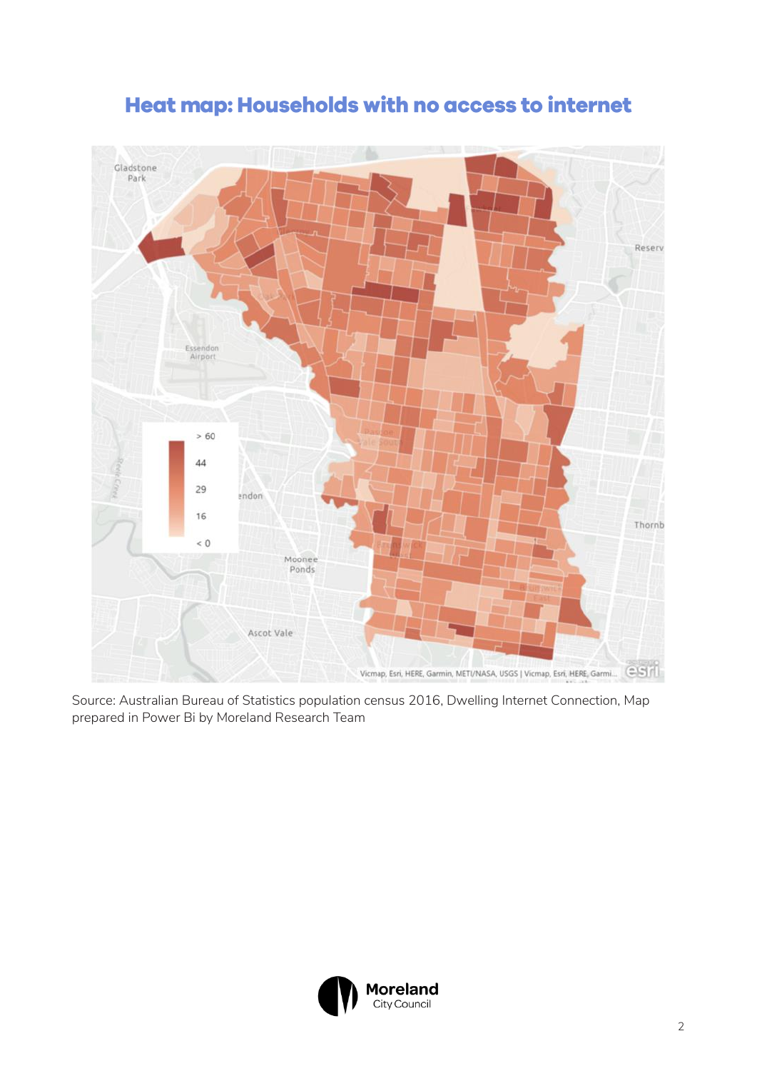## Heat map: Households with no access to internet

Source: Australian Bureau of Statistics population census 2016, Dwelling Internet Connection, Map prepared in Power Bi by Moreland Research Team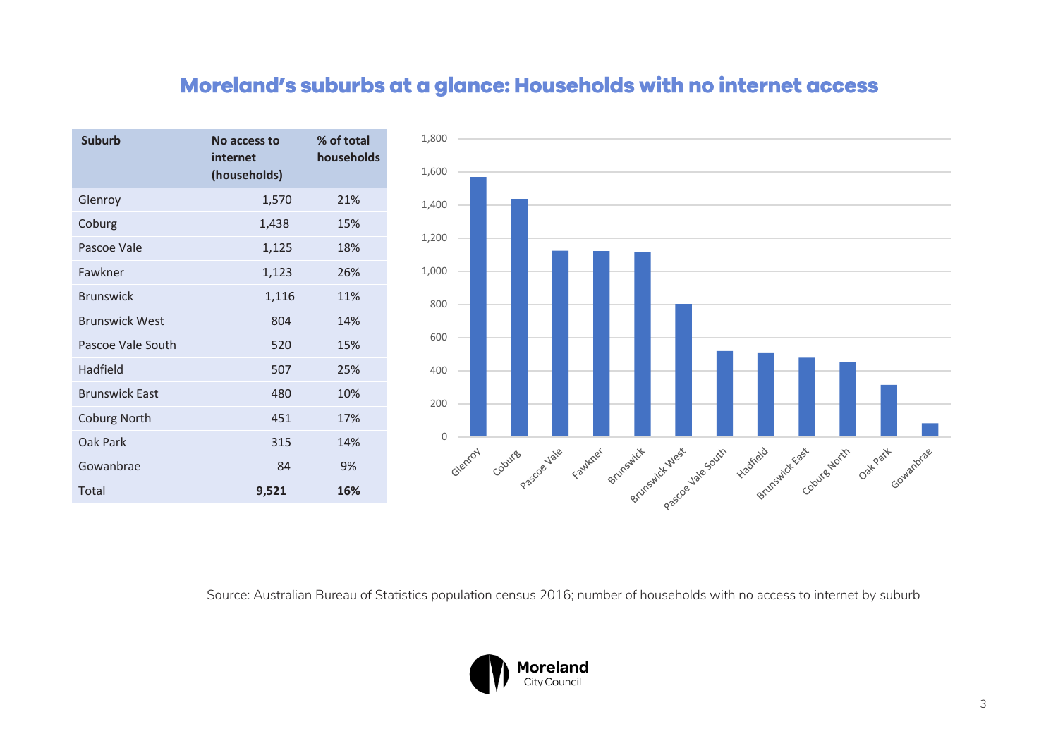# Moreland's suburbs at a glance: Households with no internet access

| Suburb | No access to internet (households) | % of total households |
|---|---|---|
| Glenroy | 1,570 | 21% |
| Coburg | 1,438 | 15% |
| Pascoe Vale | 1,125 | 18% |
| Fawkner | 1,123 | 26% |
| Brunswick | 1,116 | 11% |
| Brunswick West | 804 | 14% |
| Pascoe Vale South | 520 | 15% |
| Hadfield | 507 | 25% |
| Brunswick East | 480 | 10% |
| Coburg North | 451 | 17% |
| Oak Park | 315 | 14% |
| Gowanbrae | 84 | 9% |
| Total | **9,521** | **16%** |

1,800
1,600
1,400
1,200
1,000
800
600
400
200
0

Glenroy
Coburg
Pascoe Vale
Fawkner
Brunswick
Brunswick West
Pascoe Vale South
Hadfield
Brunswick East
Coburg North
Oak Park
Gowanbrae

Source: Australian Bureau of Statistics population census 2016; number of households with no access to internet by suburb

Moreland
City Council